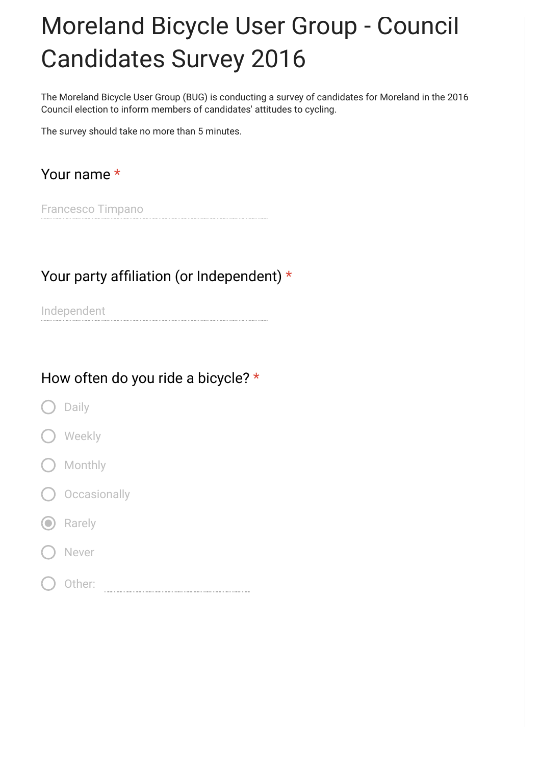# Moreland Bicycle User Group - Council Candidates Survey 2016

The Moreland Bicycle User Group (BUG) is conducting a survey of candidates for Moreland in the 2016 Council election to inform members of candidates' attitudes to cycling.

The survey should take no more than 5 minutes.

### Your name *

Francesco Timpano

### Your party affiliation (or Independent) *

Independent

### How often do you ride a bicycle? *

- ○ Daily
- ○ Weekly
- ○ Monthly
- ○ Occasionally
- ◉ Rarely
- ○ Never
- ○ Other: ____________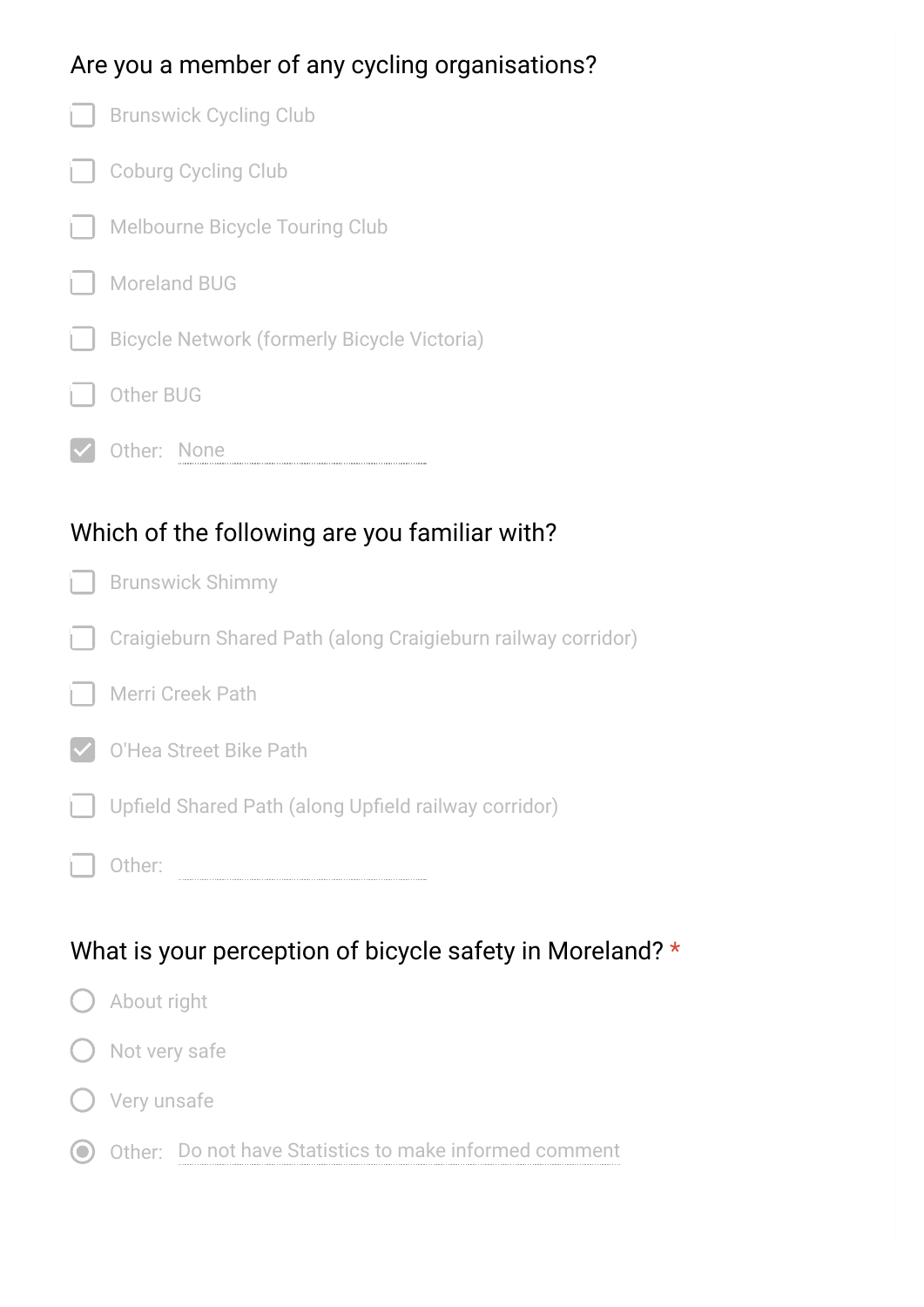## Are you a member of any cycling organisations?

- [ ] Brunswick Cycling Club
- [ ] Coburg Cycling Club
- [ ] Melbourne Bicycle Touring Club
- [ ] Moreland BUG
- [ ] Bicycle Network (formerly Bicycle Victoria)
- [ ] Other BUG
- [x] Other: None

## Which of the following are you familiar with?

- [ ] Brunswick Shimmy
- [ ] Craigieburn Shared Path (along Craigieburn railway corridor)
- [ ] Merri Creek Path
- [x] O'Hea Street Bike Path
- [ ] Upfield Shared Path (along Upfield railway corridor)
- [ ] Other:

## What is your perception of bicycle safety in Moreland? *

- ( ) About right
- ( ) Not very safe
- ( ) Very unsafe
- (•) Other: Do not have Statistics to make informed comment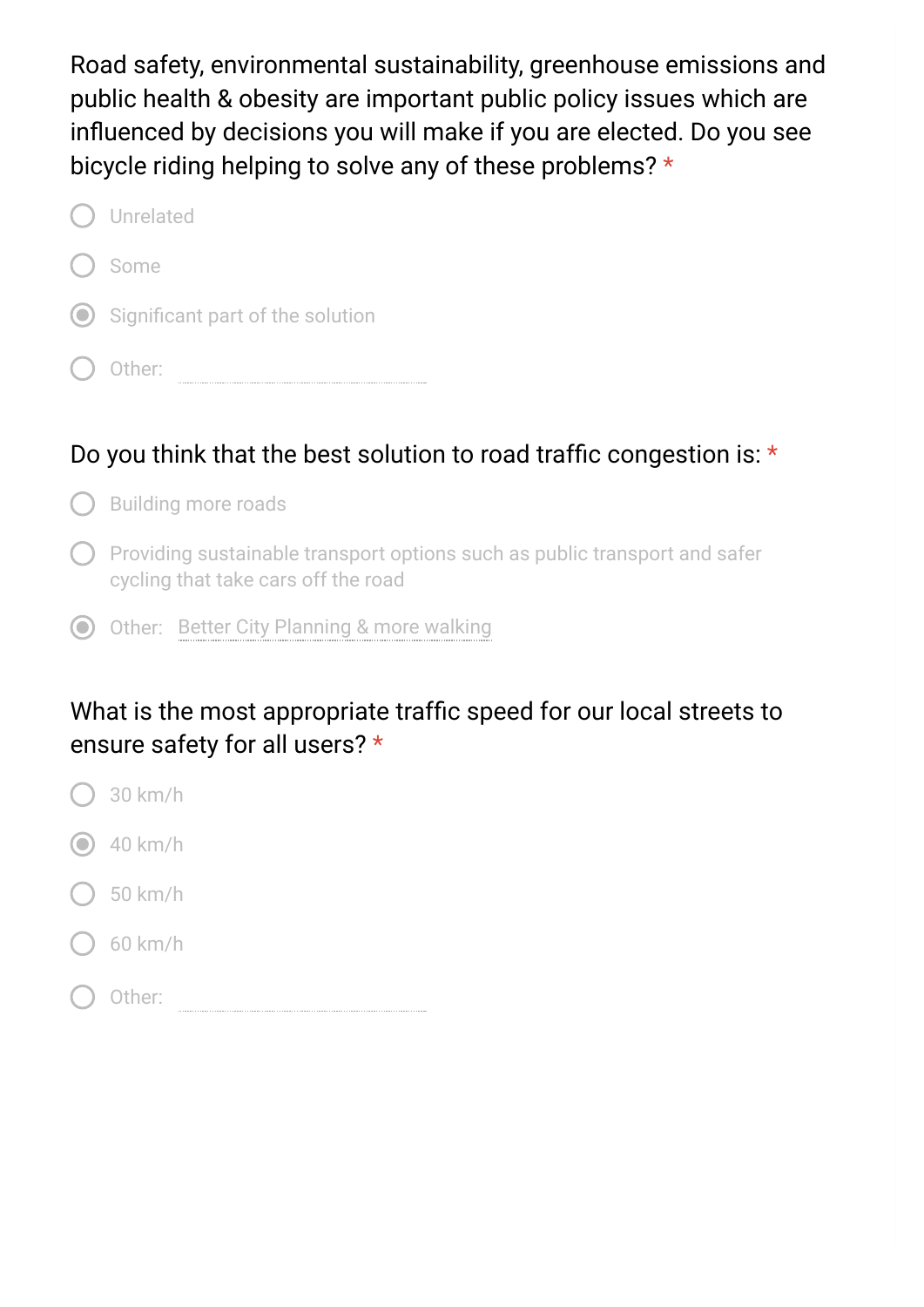Road safety, environmental sustainability, greenhouse emissions and public health & obesity are important public policy issues which are influenced by decisions you will make if you are elected. Do you see bicycle riding helping to solve any of these problems? *

- ○ Unrelated
- ○ Some
- ◉ Significant part of the solution
- ○ Other:

Do you think that the best solution to road traffic congestion is: *

- ○ Building more roads
- ○ Providing sustainable transport options such as public transport and safer cycling that take cars off the road
- ◉ Other: Better City Planning & more walking

What is the most appropriate traffic speed for our local streets to ensure safety for all users? *

- ○ 30 km/h
- ◉ 40 km/h
- ○ 50 km/h
- ○ 60 km/h
- ○ Other: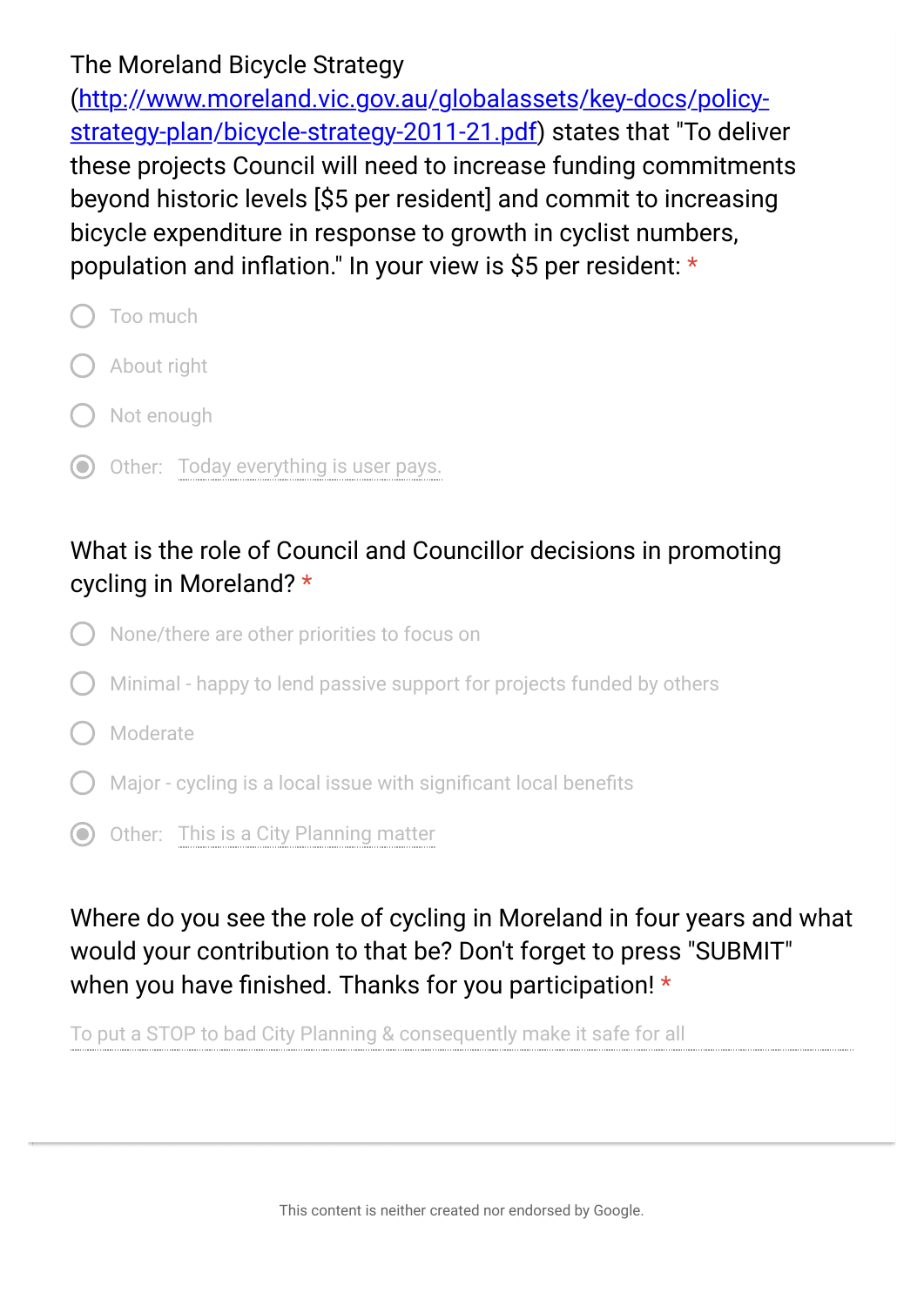The Moreland Bicycle Strategy (http://www.moreland.vic.gov.au/globalassets/key-docs/policy-strategy-plan/bicycle-strategy-2011-21.pdf) states that "To deliver these projects Council will need to increase funding commitments beyond historic levels [$5 per resident] and commit to increasing bicycle expenditure in response to growth in cyclist numbers, population and inflation." In your view is $5 per resident: *

- ○ Too much
- ○ About right
- ○ Not enough
- ◉ Other: Today everything is user pays.

What is the role of Council and Councillor decisions in promoting cycling in Moreland? *

- ○ None/there are other priorities to focus on
- ○ Minimal - happy to lend passive support for projects funded by others
- ○ Moderate
- ○ Major - cycling is a local issue with significant local benefits
- ◉ Other: This is a City Planning matter

Where do you see the role of cycling in Moreland in four years and what would your contribution to that be? Don't forget to press "SUBMIT" when you have finished. Thanks for you participation! *

To put a STOP to bad City Planning & consequently make it safe for all

This content is neither created nor endorsed by Google.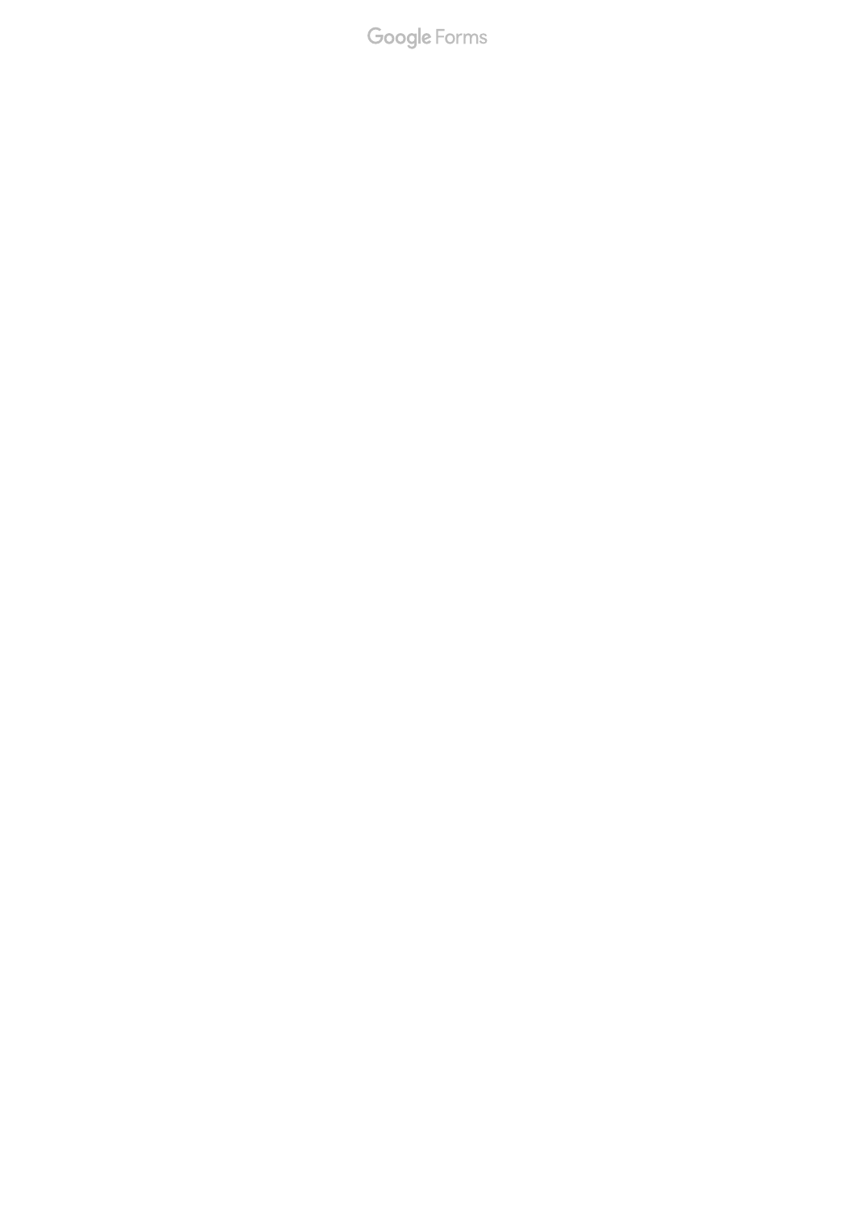Google Forms